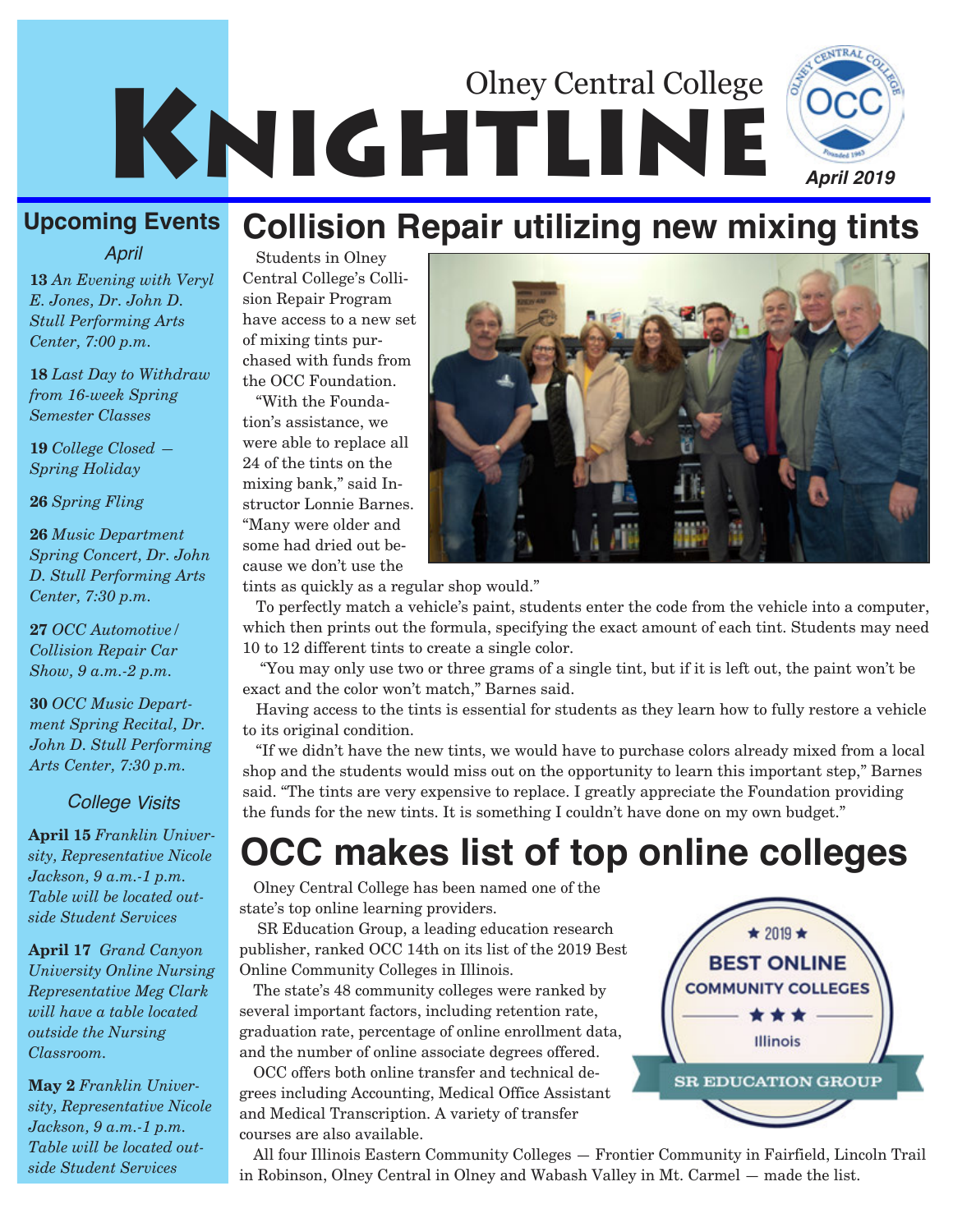# Olney Central College KNIGHTLINE

**April 2019**

## Upcoming Events

### April

**13** *An Evening with Veryl E. Jones, Dr. John D. Stull Performing Arts Center, 7:00 p.m.*

**18** *Last Day to Withdraw from 16-week Spring Semester Classes*

**19** *College Closed — Spring Holiday*

**26** *Spring Fling*

**26** *Music Department Spring Concert, Dr. John D. Stull Performing Arts Center, 7:30 p.m.*

**27** *OCC Automotive/ Collision Repair Car Show, 9 a.m.-2 p.m.*

**30** *OCC Music Department Spring Recital, Dr. John D. Stull Performing Arts Center, 7:30 p.m.*

### College Visits

**April 15** *Franklin University, Representative Nicole Jackson, 9 a.m.-1 p.m. Table will be located outside Student Services*

**April 17** *Grand Canyon University Online Nursing Representative Meg Clark will have a table located outside the Nursing Classroom.*

**May 2** *Franklin University, Representative Nicole Jackson, 9 a.m.-1 p.m. Table will be located outside Student Services*

## Collision Repair utilizing new mixing tints

Students in Olney Central College's Collision Repair Program have access to a new set of mixing tints purchased with funds from the OCC Foundation.

"With the Foundation's assistance, we were able to replace all 24 of the tints on the mixing bank," said Instructor Lonnie Barnes. "Many were older and some had dried out because we don't use the tints as quickly as a regular shop would."

To perfectly match a vehicle's paint, students enter the code from the vehicle into a computer, which then prints out the formula, specifying the exact amount of each tint. Students may need 10 to 12 different tints to create a single color.

"You may only use two or three grams of a single tint, but if it is left out, the paint won't be exact and the color won't match," Barnes said.

Having access to the tints is essential for students as they learn how to fully restore a vehicle to its original condition.

"If we didn't have the new tints, we would have to purchase colors already mixed from a local shop and the students would miss out on the opportunity to learn this important step," Barnes said. "The tints are very expensive to replace. I greatly appreciate the Foundation providing the funds for the new tints. It is something I couldn't have done on my own budget."

## OCC makes list of top online colleges

Olney Central College has been named one of the state's top online learning providers.

SR Education Group, a leading education research publisher, ranked OCC 14th on its list of the 2019 Best Online Community Colleges in Illinois.

The state's 48 community colleges were ranked by several important factors, including retention rate, graduation rate, percentage of online enrollment data, and the number of online associate degrees offered.

OCC offers both online transfer and technical degrees including Accounting, Medical Office Assistant and Medical Transcription. A variety of transfer courses are also available.

All four Illinois Eastern Community Colleges — Frontier Community in Fairfield, Lincoln Trail in Robinson, Olney Central in Olney and Wabash Valley in Mt. Carmel — made the list.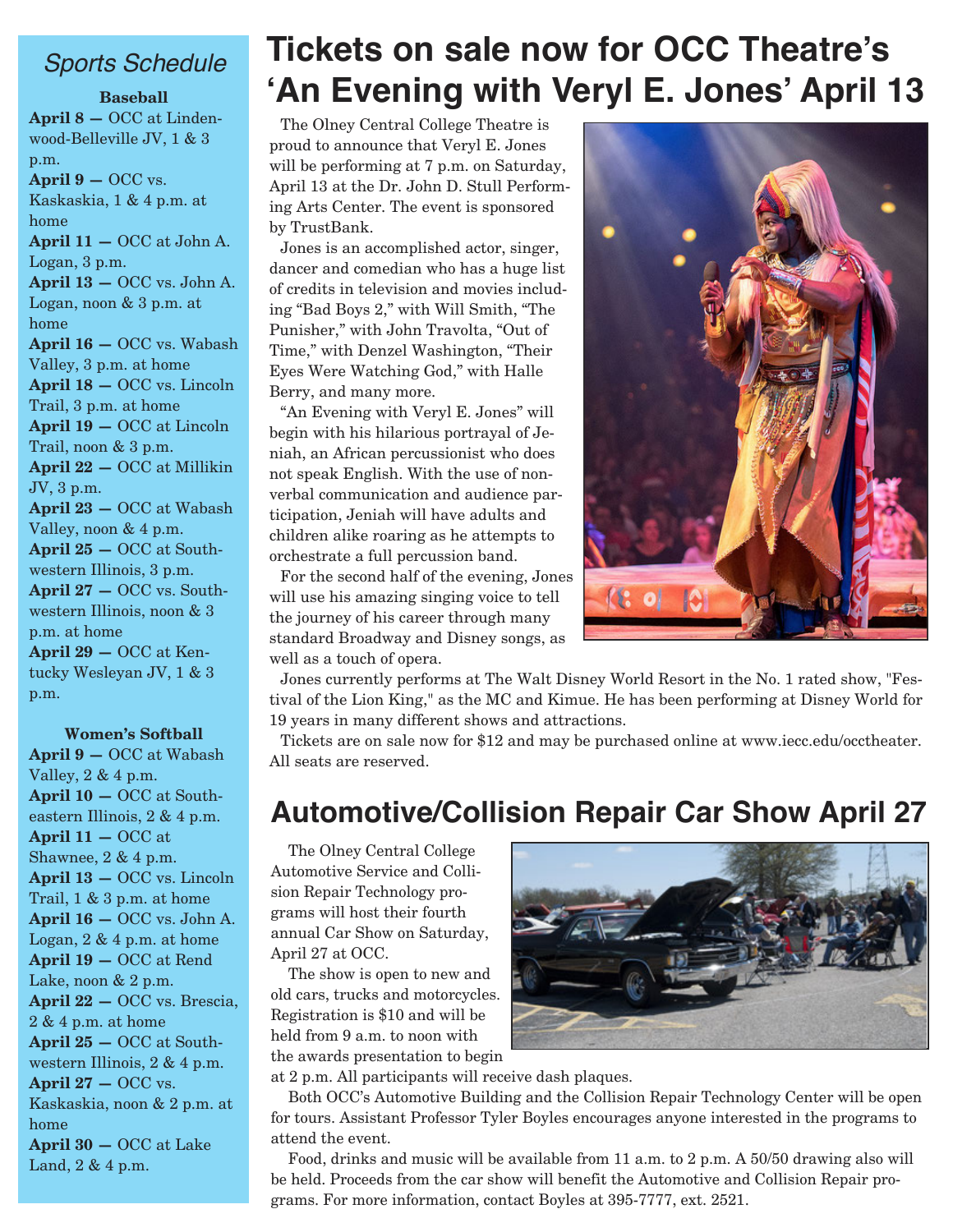## *Sports Schedule*

**Baseball**

**April 8 —** OCC at Lindenwood-Belleville JV, 1 & 3 p.m.
**April 9 —** OCC vs. Kaskaskia, 1 & 4 p.m. at home
**April 11 —** OCC at John A. Logan, 3 p.m.
**April 13 —** OCC vs. John A. Logan, noon & 3 p.m. at home
**April 16 —** OCC vs. Wabash Valley, 3 p.m. at home
**April 18 —** OCC vs. Lincoln Trail, 3 p.m. at home
**April 19 —** OCC at Lincoln Trail, noon & 3 p.m.
**April 22 —** OCC at Millikin JV, 3 p.m.
**April 23 —** OCC at Wabash Valley, noon & 4 p.m.
**April 25 —** OCC at Southwestern Illinois, 3 p.m.
**April 27 —** OCC vs. Southwestern Illinois, noon & 3 p.m. at home
**April 29 —** OCC at Kentucky Wesleyan JV, 1 & 3 p.m.

**Women's Softball**

**April 9 —** OCC at Wabash Valley, 2 & 4 p.m.
**April 10 —** OCC at Southeastern Illinois, 2 & 4 p.m.
**April 11 —** OCC at Shawnee, 2 & 4 p.m.
**April 13 —** OCC vs. Lincoln Trail, 1 & 3 p.m. at home
**April 16 —** OCC vs. John A. Logan, 2 & 4 p.m. at home
**April 19 —** OCC at Rend Lake, noon & 2 p.m.
**April 22 —** OCC vs. Brescia, 2 & 4 p.m. at home
**April 25 —** OCC at Southwestern Illinois, 2 & 4 p.m.
**April 27 —** OCC vs. Kaskaskia, noon & 2 p.m. at home
**April 30 —** OCC at Lake Land, 2 & 4 p.m.

# Tickets on sale now for OCC Theatre's 'An Evening with Veryl E. Jones' April 13

The Olney Central College Theatre is proud to announce that Veryl E. Jones will be performing at 7 p.m. on Saturday, April 13 at the Dr. John D. Stull Performing Arts Center. The event is sponsored by TrustBank.

Jones is an accomplished actor, singer, dancer and comedian who has a huge list of credits in television and movies including "Bad Boys 2," with Will Smith, "The Punisher," with John Travolta, "Out of Time," with Denzel Washington, "Their Eyes Were Watching God," with Halle Berry, and many more.

"An Evening with Veryl E. Jones" will begin with his hilarious portrayal of Jeniah, an African percussionist who does not speak English. With the use of nonverbal communication and audience participation, Jeniah will have adults and children alike roaring as he attempts to orchestrate a full percussion band.

For the second half of the evening, Jones will use his amazing singing voice to tell the journey of his career through many standard Broadway and Disney songs, as well as a touch of opera.

Jones currently performs at The Walt Disney World Resort in the No. 1 rated show, "Festival of the Lion King," as the MC and Kimue. He has been performing at Disney World for 19 years in many different shows and attractions.

Tickets are on sale now for $12 and may be purchased online at www.iecc.edu/occtheater. All seats are reserved.

# Automotive/Collision Repair Car Show April 27

The Olney Central College Automotive Service and Collision Repair Technology programs will host their fourth annual Car Show on Saturday, April 27 at OCC.

The show is open to new and old cars, trucks and motorcycles. Registration is $10 and will be held from 9 a.m. to noon with the awards presentation to begin at 2 p.m. All participants will receive dash plaques.

Both OCC's Automotive Building and the Collision Repair Technology Center will be open for tours. Assistant Professor Tyler Boyles encourages anyone interested in the programs to attend the event.

Food, drinks and music will be available from 11 a.m. to 2 p.m. A 50/50 drawing also will be held. Proceeds from the car show will benefit the Automotive and Collision Repair programs. For more information, contact Boyles at 395-7777, ext. 2521.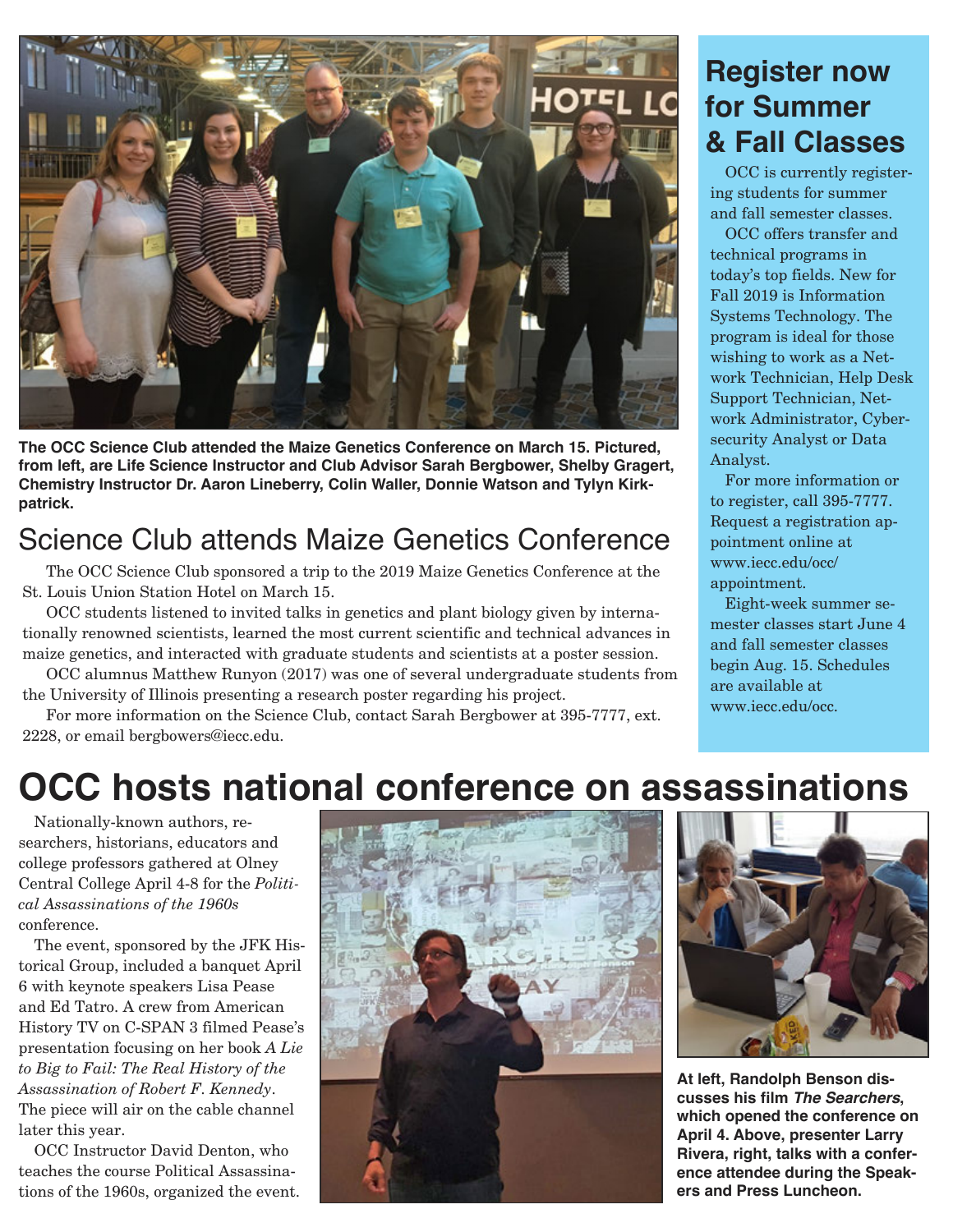The OCC Science Club attended the Maize Genetics Conference on March 15. Pictured, from left, are Life Science Instructor and Club Advisor Sarah Bergbower, Shelby Gragert, Chemistry Instructor Dr. Aaron Lineberry, Colin Waller, Donnie Watson and Tylyn Kirkpatrick.

## Science Club attends Maize Genetics Conference

The OCC Science Club sponsored a trip to the 2019 Maize Genetics Conference at the St. Louis Union Station Hotel on March 15.

OCC students listened to invited talks in genetics and plant biology given by internationally renowned scientists, learned the most current scientific and technical advances in maize genetics, and interacted with graduate students and scientists at a poster session.

OCC alumnus Matthew Runyon (2017) was one of several undergraduate students from the University of Illinois presenting a research poster regarding his project.

For more information on the Science Club, contact Sarah Bergbower at 395-7777, ext. 2228, or email bergbowers@iecc.edu.

## Register now for Summer & Fall Classes

OCC is currently registering students for summer and fall semester classes.

OCC offers transfer and technical programs in today's top fields. New for Fall 2019 is Information Systems Technology. The program is ideal for those wishing to work as a Network Technician, Help Desk Support Technician, Network Administrator, Cybersecurity Analyst or Data Analyst.

For more information or to register, call 395-7777. Request a registration appointment online at www.iecc.edu/occ/appointment.

Eight-week summer semester classes start June 4 and fall semester classes begin Aug. 15. Schedules are available at www.iecc.edu/occ.

# OCC hosts national conference on assassinations

Nationally-known authors, researchers, historians, educators and college professors gathered at Olney Central College April 4-8 for the *Political Assassinations of the 1960s* conference.

The event, sponsored by the JFK Historical Group, included a banquet April 6 with keynote speakers Lisa Pease and Ed Tatro. A crew from American History TV on C-SPAN 3 filmed Pease's presentation focusing on her book *A Lie to Big to Fail: The Real History of the Assassination of Robert F. Kennedy*. The piece will air on the cable channel later this year.

OCC Instructor David Denton, who teaches the course Political Assassinations of the 1960s, organized the event.

**At left, Randolph Benson discusses his film *The Searchers*, which opened the conference on April 4. Above, presenter Larry Rivera, right, talks with a conference attendee during the Speakers and Press Luncheon.**